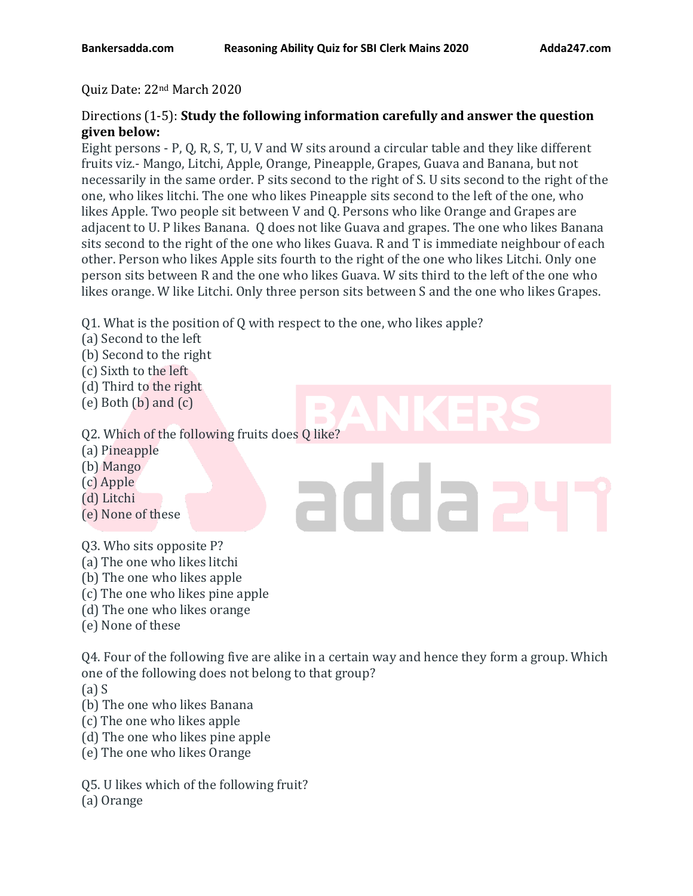Quiz Date: 22nd March 2020

Directions (1-5): **Study the following information carefully and answer the question given below:**

Eight persons - P, Q, R, S, T, U, V and W sits around a circular table and they like different fruits viz.- Mango, Litchi, Apple, Orange, Pineapple, Grapes, Guava and Banana, but not necessarily in the same order. P sits second to the right of S. U sits second to the right of the one, who likes litchi. The one who likes Pineapple sits second to the left of the one, who likes Apple. Two people sit between V and Q. Persons who like Orange and Grapes are adjacent to U. P likes Banana. Q does not like Guava and grapes. The one who likes Banana sits second to the right of the one who likes Guava. R and T is immediate neighbour of each other. Person who likes Apple sits fourth to the right of the one who likes Litchi. Only one person sits between R and the one who likes Guava. W sits third to the left of the one who likes orange. W like Litchi. Only three person sits between S and the one who likes Grapes.

Q1. What is the position of Q with respect to the one, who likes apple?
(a) Second to the left
(b) Second to the right
(c) Sixth to the left
(d) Third to the right
(e) Both (b) and (c)

Q2. Which of the following fruits does Q like?
(a) Pineapple
(b) Mango
(c) Apple
(d) Litchi
(e) None of these

Q3. Who sits opposite P?
(a) The one who likes litchi
(b) The one who likes apple
(c) The one who likes pine apple
(d) The one who likes orange
(e) None of these

Q4. Four of the following five are alike in a certain way and hence they form a group. Which one of the following does not belong to that group?
(a) S
(b) The one who likes Banana
(c) The one who likes apple
(d) The one who likes pine apple
(e) The one who likes Orange

Q5. U likes which of the following fruit?
(a) Orange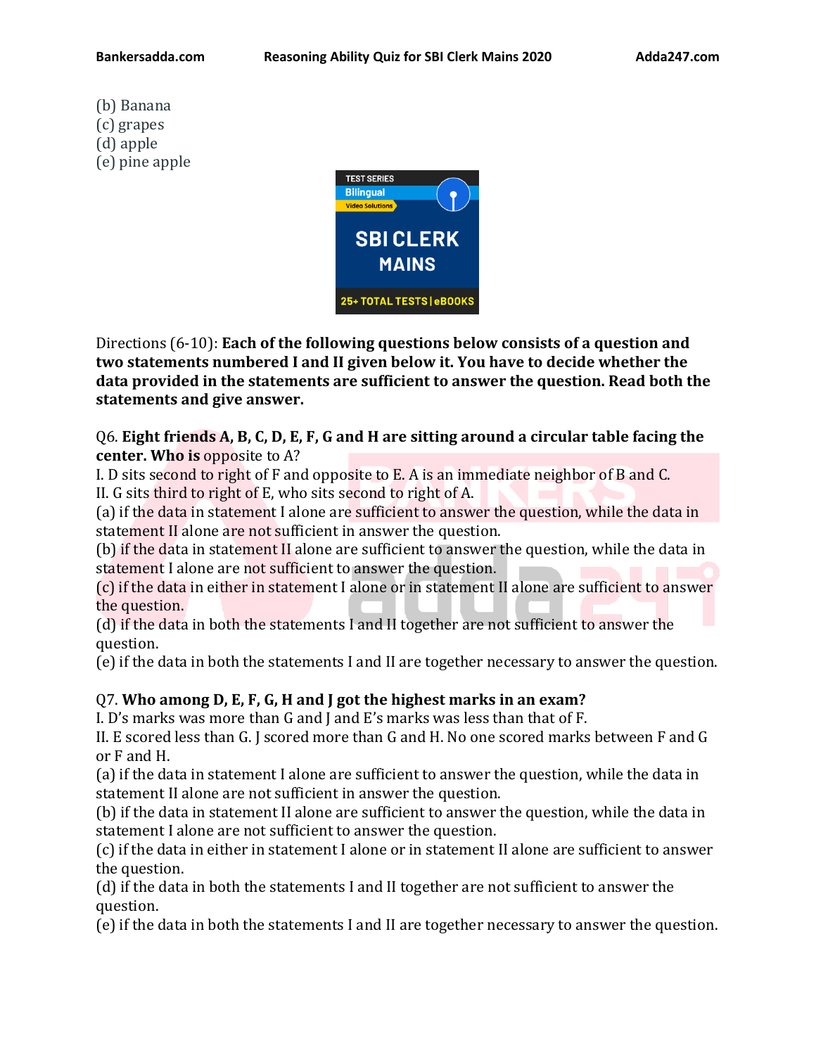(b) Banana
(c) grapes
(d) apple
(e) pine apple

Directions (6-10): **Each of the following questions below consists of a question and two statements numbered I and II given below it. You have to decide whether the data provided in the statements are sufficient to answer the question. Read both the statements and give answer.**

Q6. **Eight friends A, B, C, D, E, F, G and H are sitting around a circular table facing the center. Who is** opposite to A?
I. D sits second to right of F and opposite to E. A is an immediate neighbor of B and C.
II. G sits third to right of E, who sits second to right of A.
(a) if the data in statement I alone are sufficient to answer the question, while the data in statement II alone are not sufficient in answer the question.
(b) if the data in statement II alone are sufficient to answer the question, while the data in statement I alone are not sufficient to answer the question.
(c) if the data in either in statement I alone or in statement II alone are sufficient to answer the question.
(d) if the data in both the statements I and II together are not sufficient to answer the question.
(e) if the data in both the statements I and II are together necessary to answer the question.

Q7. **Who among D, E, F, G, H and J got the highest marks in an exam?**
I. D's marks was more than G and J and E's marks was less than that of F.
II. E scored less than G. J scored more than G and H. No one scored marks between F and G or F and H.
(a) if the data in statement I alone are sufficient to answer the question, while the data in statement II alone are not sufficient in answer the question.
(b) if the data in statement II alone are sufficient to answer the question, while the data in statement I alone are not sufficient to answer the question.
(c) if the data in either in statement I alone or in statement II alone are sufficient to answer the question.
(d) if the data in both the statements I and II together are not sufficient to answer the question.
(e) if the data in both the statements I and II are together necessary to answer the question.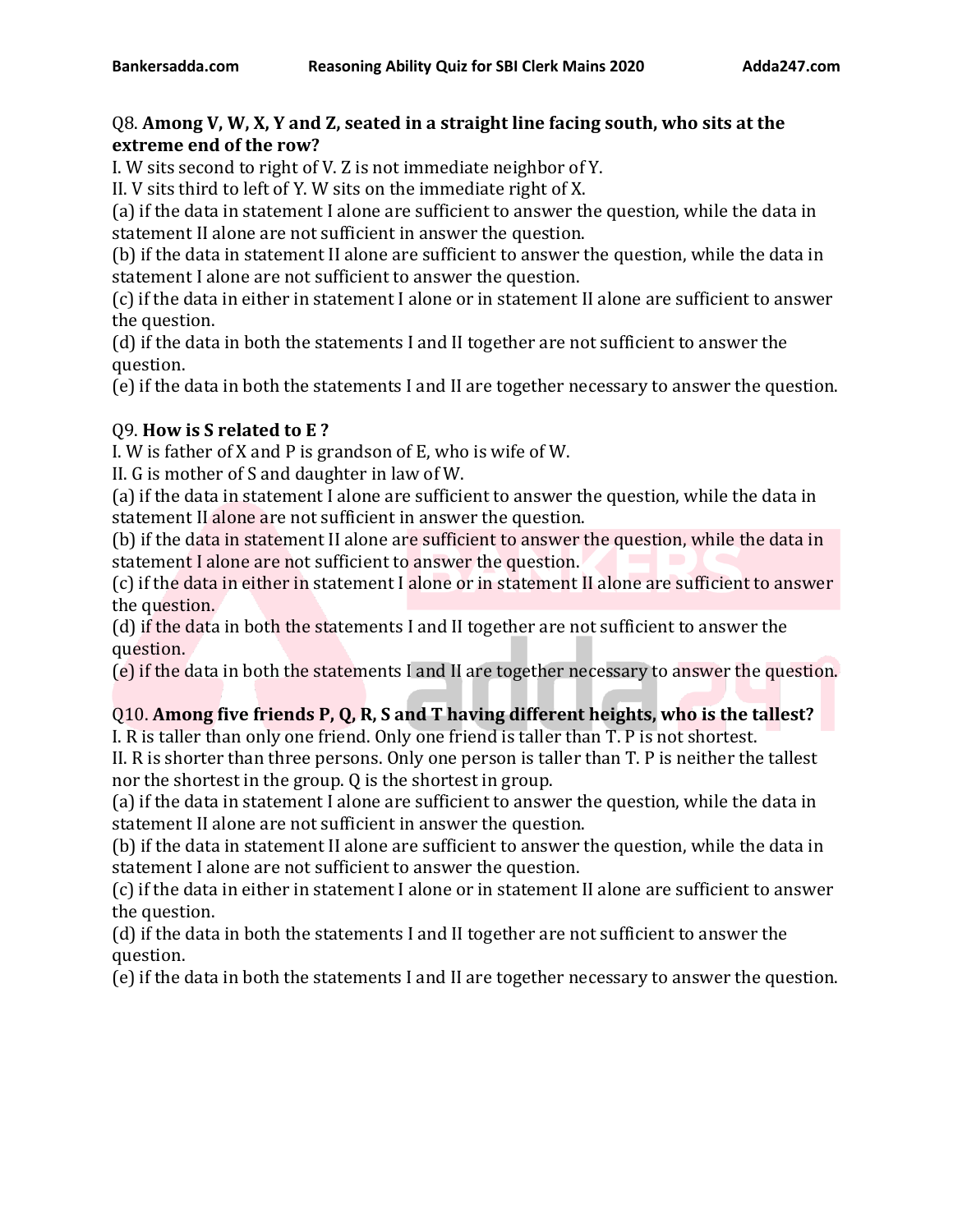Q8. **Among V, W, X, Y and Z, seated in a straight line facing south, who sits at the extreme end of the row?**

I. W sits second to right of V. Z is not immediate neighbor of Y.

II. V sits third to left of Y. W sits on the immediate right of X.

(a) if the data in statement I alone are sufficient to answer the question, while the data in statement II alone are not sufficient in answer the question.

(b) if the data in statement II alone are sufficient to answer the question, while the data in statement I alone are not sufficient to answer the question.

(c) if the data in either in statement I alone or in statement II alone are sufficient to answer the question.

(d) if the data in both the statements I and II together are not sufficient to answer the question.

(e) if the data in both the statements I and II are together necessary to answer the question.

Q9. **How is S related to E ?**

I. W is father of X and P is grandson of E, who is wife of W.

II. G is mother of S and daughter in law of W.

(a) if the data in statement I alone are sufficient to answer the question, while the data in statement II alone are not sufficient in answer the question.

(b) if the data in statement II alone are sufficient to answer the question, while the data in statement I alone are not sufficient to answer the question.

(c) if the data in either in statement I alone or in statement II alone are sufficient to answer the question.

(d) if the data in both the statements I and II together are not sufficient to answer the question.

(e) if the data in both the statements I and II are together necessary to answer the question.

Q10. **Among five friends P, Q, R, S and T having different heights, who is the tallest?**

I. R is taller than only one friend. Only one friend is taller than T. P is not shortest.

II. R is shorter than three persons. Only one person is taller than T. P is neither the tallest nor the shortest in the group. Q is the shortest in group.

(a) if the data in statement I alone are sufficient to answer the question, while the data in statement II alone are not sufficient in answer the question.

(b) if the data in statement II alone are sufficient to answer the question, while the data in statement I alone are not sufficient to answer the question.

(c) if the data in either in statement I alone or in statement II alone are sufficient to answer the question.

(d) if the data in both the statements I and II together are not sufficient to answer the question.

(e) if the data in both the statements I and II are together necessary to answer the question.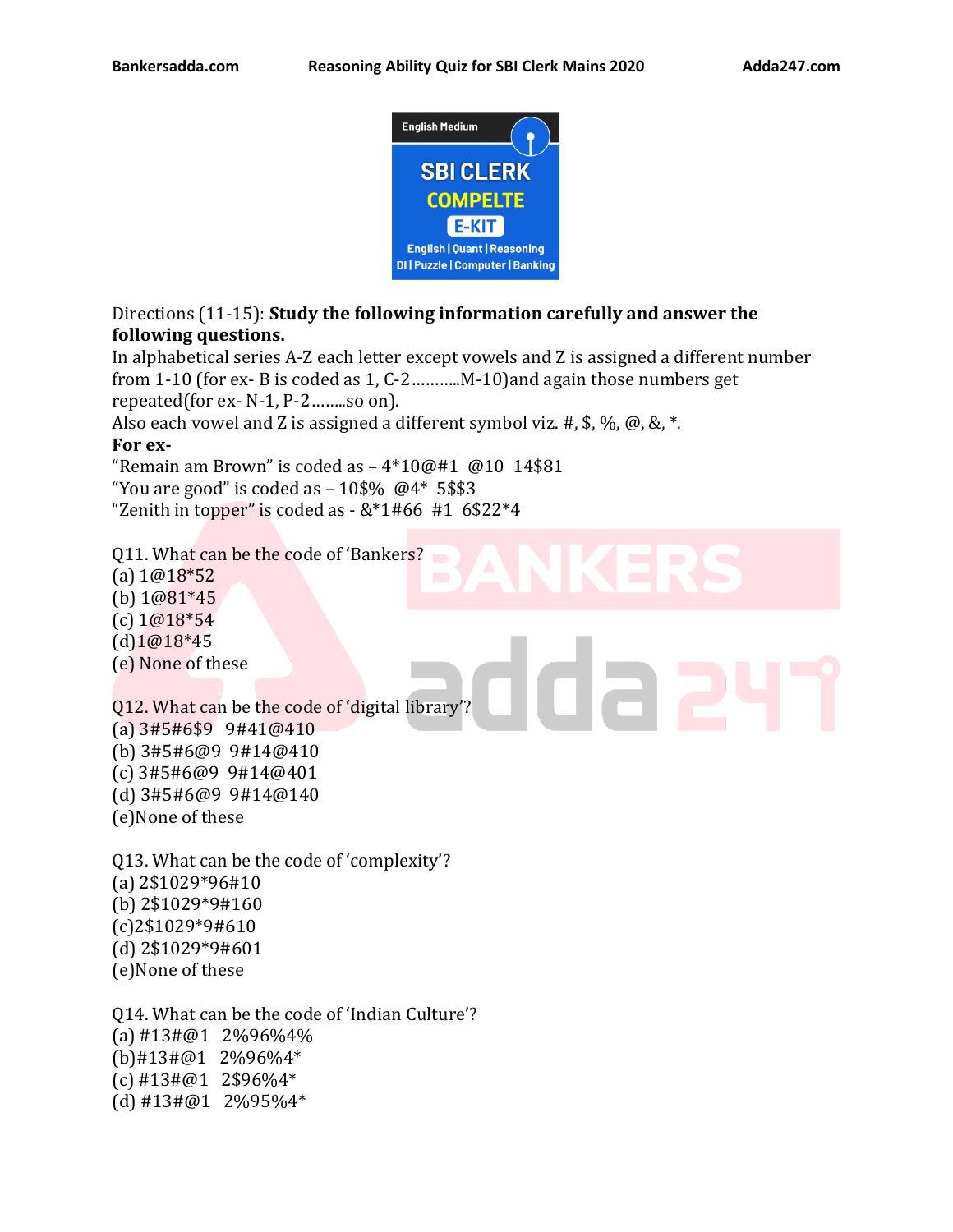Directions (11-15): **Study the following information carefully and answer the following questions.**

In alphabetical series A-Z each letter except vowels and Z is assigned a different number from 1-10 (for ex- B is coded as 1, C-2………..M-10)and again those numbers get repeated(for ex- N-1, P-2……..so on).

Also each vowel and Z is assigned a different symbol viz. #, $, %, @, &, *.

**For ex-**

"Remain am Brown" is coded as – 4*10@#1 @10 14$81

"You are good" is coded as – 10$% @4* 5$$3

"Zenith in topper" is coded as - &*1#66 #1 6$22*4

Q11. What can be the code of 'Bankers?

(a) 1@18*52

(b) 1@81*45

(c) 1@18*54

(d)1@18*45

(e) None of these

Q12. What can be the code of 'digital library'?

(a) 3#5#6$9 9#41@410

(b) 3#5#6@9 9#14@410

(c) 3#5#6@9 9#14@401

(d) 3#5#6@9 9#14@140

(e)None of these

Q13. What can be the code of 'complexity'?

(a) 2$1029*96#10

(b) 2$1029*9#160

(c)2$1029*9#610

(d) 2$1029*9#601

(e)None of these

Q14. What can be the code of 'Indian Culture'?

(a) #13#@1 2%96%4%

(b)#13#@1 2%96%4*

(c) #13#@1 2$96%4*

(d) #13#@1 2%95%4*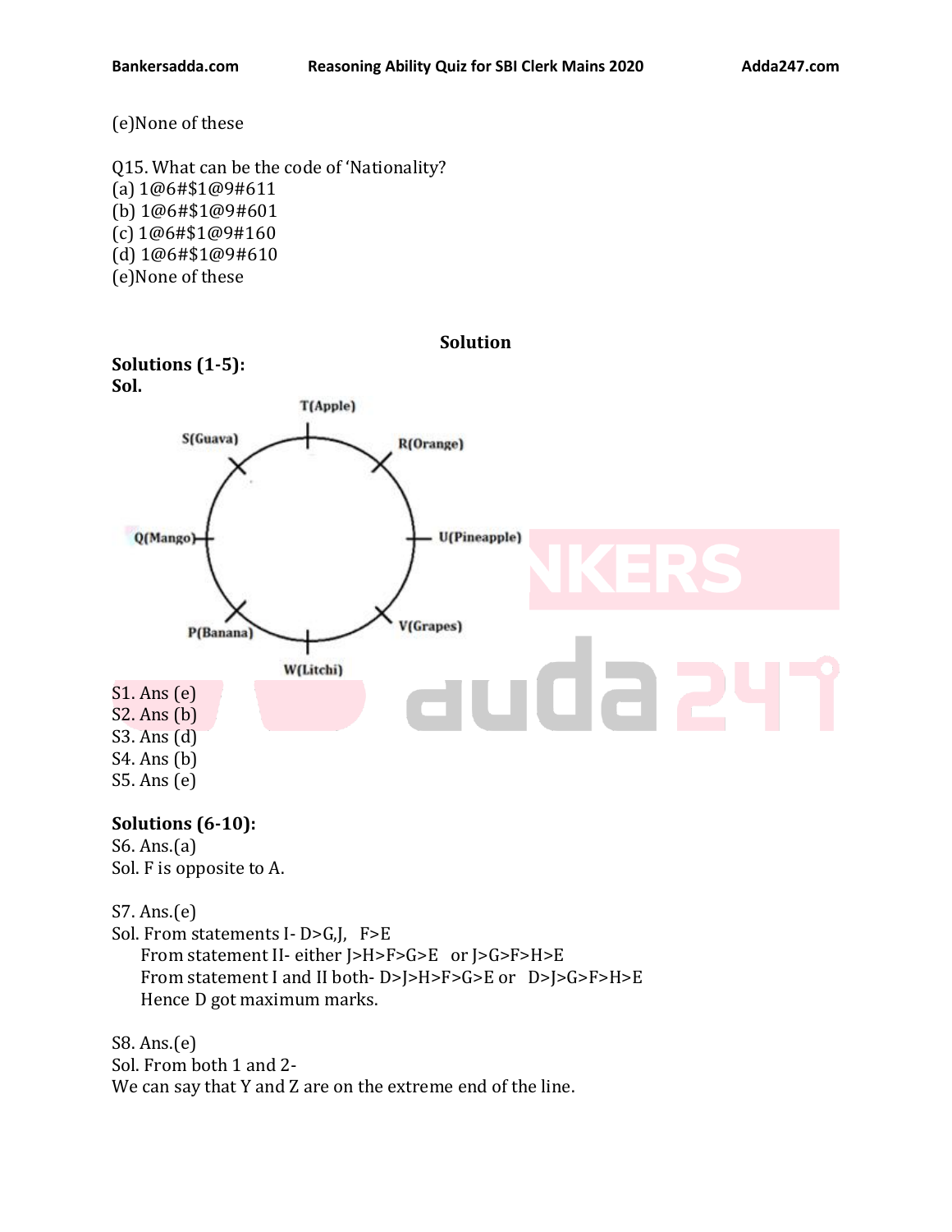(e)None of these

Q15. What can be the code of 'Nationality?
(a) 1@6#$1@9#611
(b) 1@6#$1@9#601
(c) 1@6#$1@9#160
(d) 1@6#$1@9#610
(e)None of these

## Solution

**Solutions (1-5):**

**Sol.**

T(Apple)

S(Guava)

R(Orange)

Q(Mango)

U(Pineapple)

P(Banana)

V(Grapes)

W(Litchi)

S1. Ans (e)
S2. Ans (b)
S3. Ans (d)
S4. Ans (b)
S5. Ans (e)

**Solutions (6-10):**

S6. Ans.(a)
Sol. F is opposite to A.

S7. Ans.(e)
Sol. From statements I- D>G,J,   F>E
From statement II- either J>H>F>G>E   or J>G>F>H>E
From statement I and II both- D>J>H>F>G>E or   D>J>G>F>H>E
Hence D got maximum marks.

S8. Ans.(e)
Sol. From both 1 and 2-
We can say that Y and Z are on the extreme end of the line.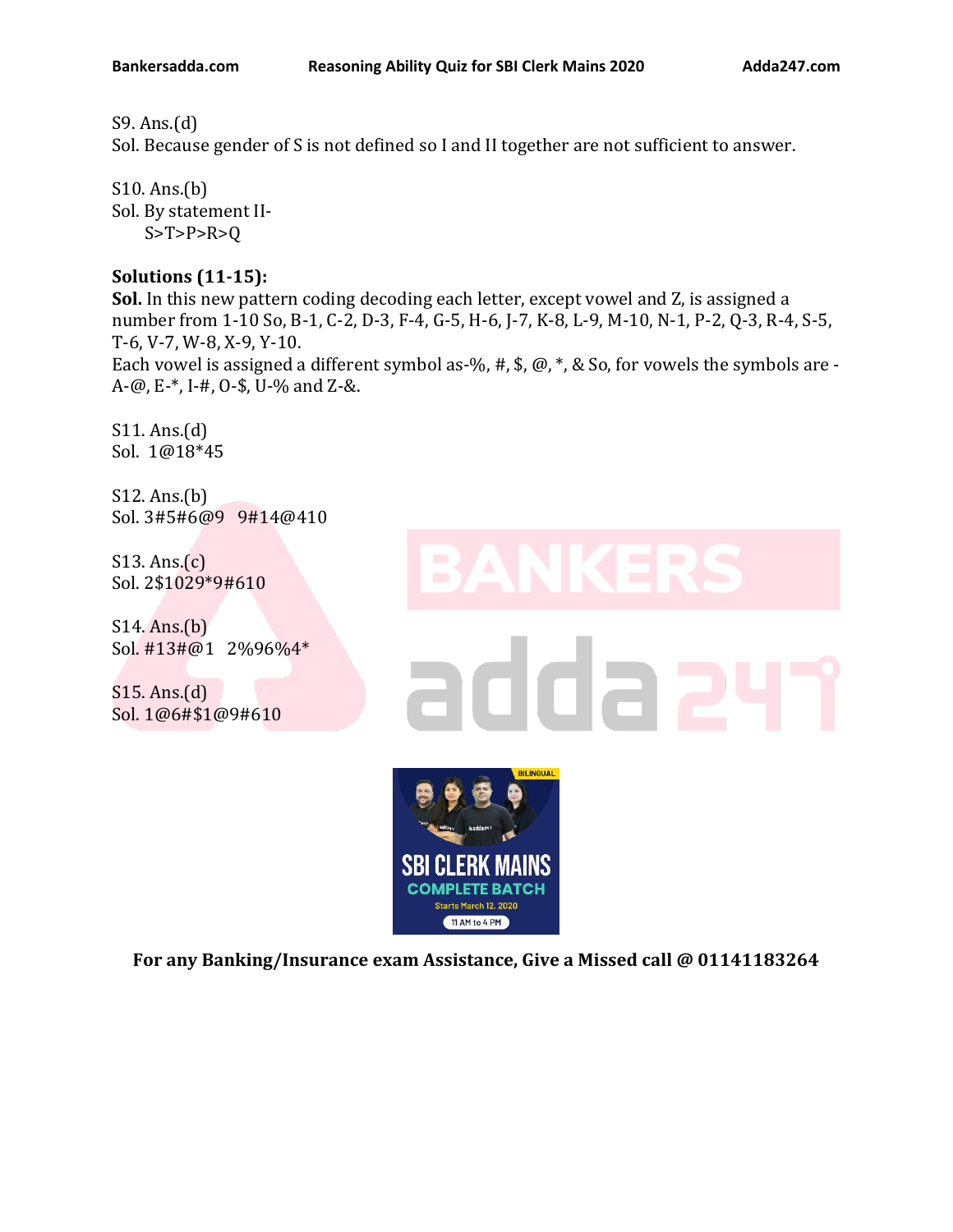S9. Ans.(d)
Sol. Because gender of S is not defined so I and II together are not sufficient to answer.

S10. Ans.(b)
Sol. By statement II-
S>T>P>R>Q

**Solutions (11-15):**

**Sol.** In this new pattern coding decoding each letter, except vowel and Z, is assigned a number from 1-10 So, B-1, C-2, D-3, F-4, G-5, H-6, J-7, K-8, L-9, M-10, N-1, P-2, Q-3, R-4, S-5, T-6, V-7, W-8, X-9, Y-10.
Each vowel is assigned a different symbol as-%, #, $, @, *, & So, for vowels the symbols are - A-@, E-*, I-#, O-$, U-% and Z-&.

S11. Ans.(d)
Sol. 1@18*45

S12. Ans.(b)
Sol. 3#5#6@9 9#14@410

S13. Ans.(c)
Sol. 2$1029*9#610

S14. Ans.(b)
Sol. #13#@1 2%96%4*

S15. Ans.(d)
Sol. 1@6#$1@9#610

For any Banking/Insurance exam Assistance, Give a Missed call @ 01141183264